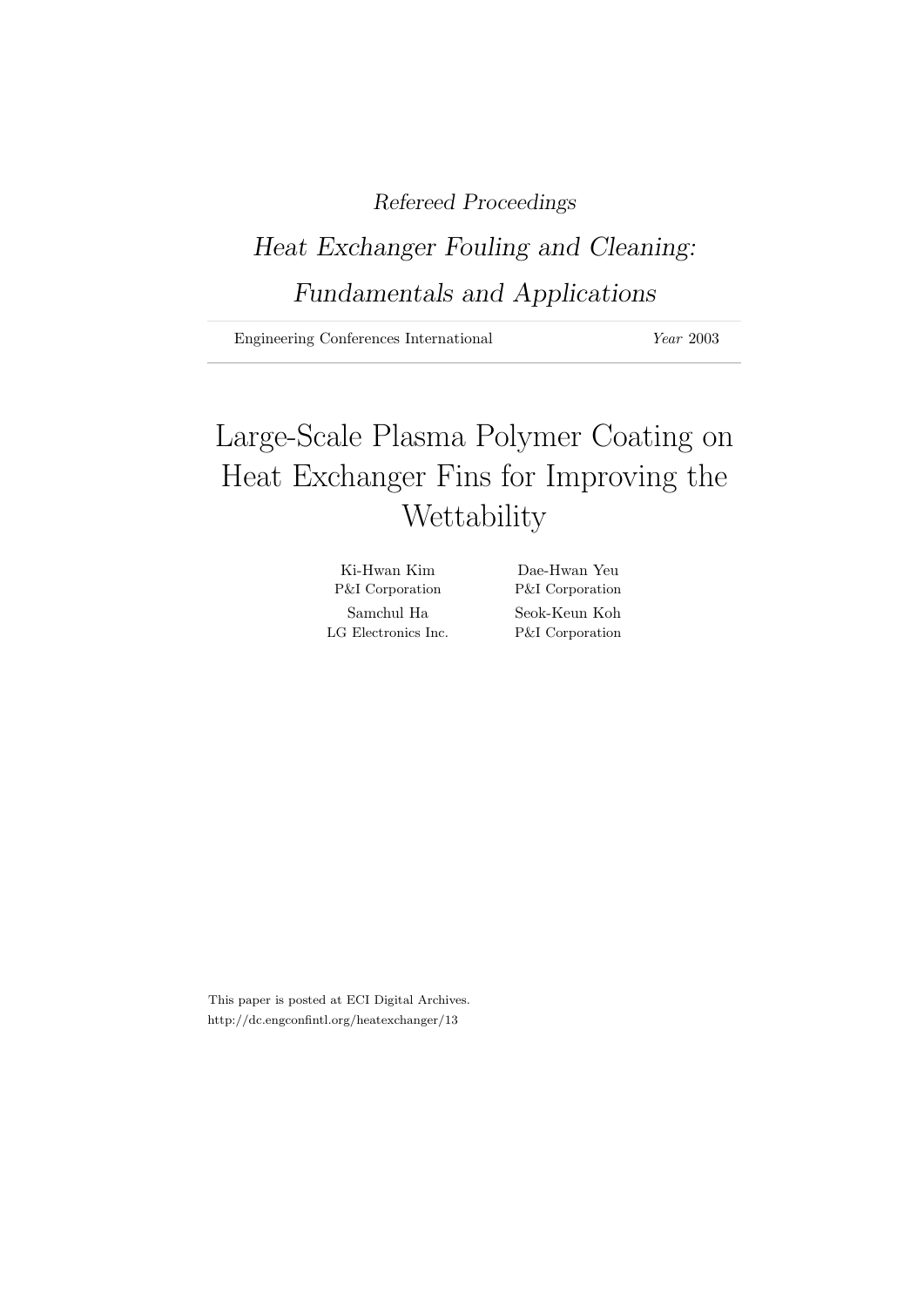*Refereed Proceedings*

*Heat Exchanger Fouling and Cleaning: Fundamentals and Applications*

Engineering Conferences International *Year* 2003

# Large-Scale Plasma Polymer Coating on Heat Exchanger Fins for Improving the Wettability

Ki-Hwan Kim
P&I Corporation

Dae-Hwan Yeu
P&I Corporation

Samchul Ha
LG Electronics Inc.

Seok-Keun Koh
P&I Corporation

This paper is posted at ECI Digital Archives.
http://dc.engconfintl.org/heatexchanger/13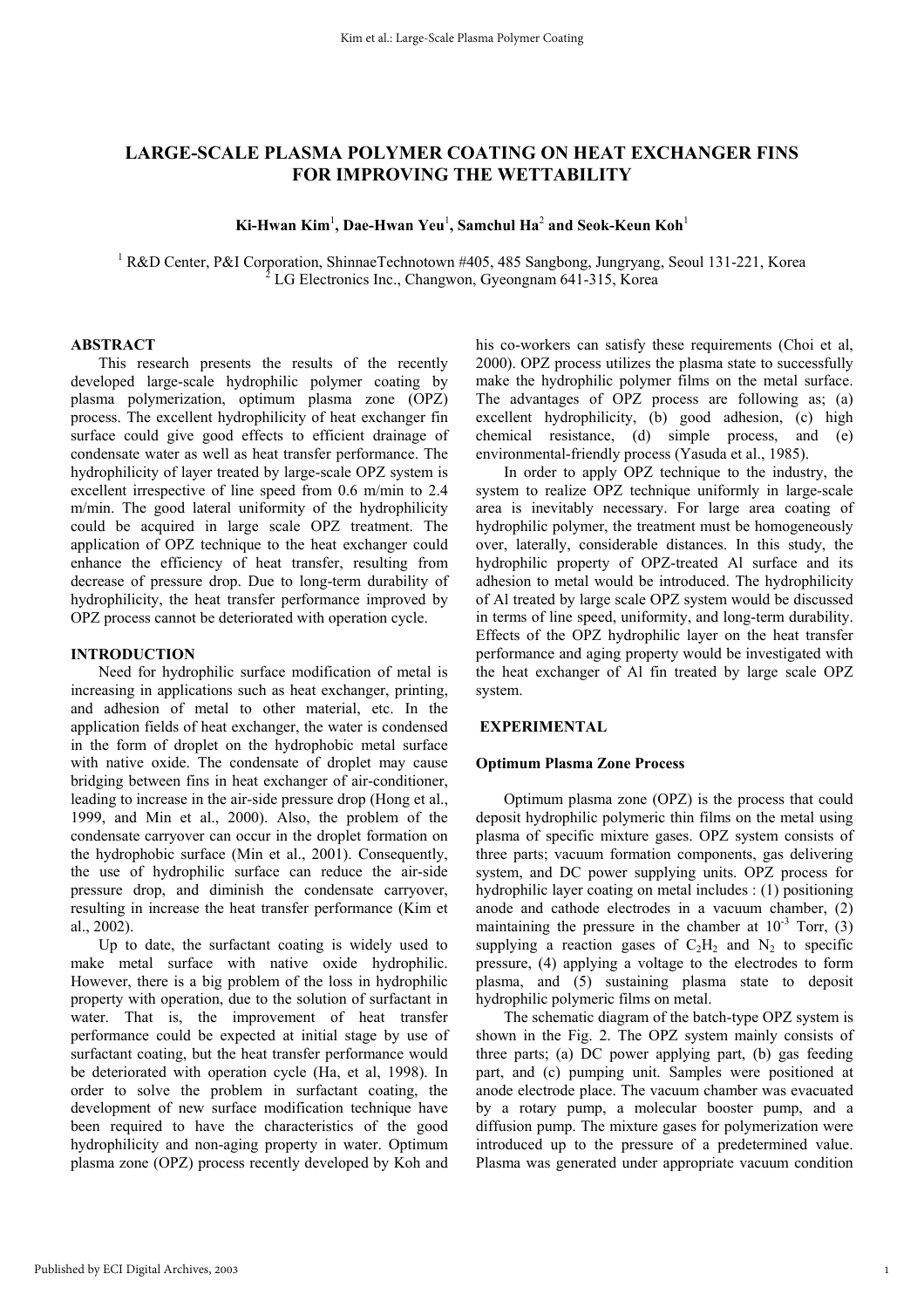# LARGE-SCALE PLASMA POLYMER COATING ON HEAT EXCHANGER FINS FOR IMPROVING THE WETTABILITY

**Ki-Hwan Kim**[1], **Dae-Hwan Yeu**[1], **Samchul Ha**[2] **and Seok-Keun Koh**[1]

[1] R&D Center, P&I Corporation, ShinnaeTechnotown #405, 485 Sangbong, Jungryang, Seoul 131-221, Korea
[2] LG Electronics Inc., Changwon, Gyeongnam 641-315, Korea

## ABSTRACT

This research presents the results of the recently developed large-scale hydrophilic polymer coating by plasma polymerization, optimum plasma zone (OPZ) process. The excellent hydrophilicity of heat exchanger fin surface could give good effects to efficient drainage of condensate water as well as heat transfer performance. The hydrophilicity of layer treated by large-scale OPZ system is excellent irrespective of line speed from 0.6 m/min to 2.4 m/min. The good lateral uniformity of the hydrophilicity could be acquired in large scale OPZ treatment. The application of OPZ technique to the heat exchanger could enhance the efficiency of heat transfer, resulting from decrease of pressure drop. Due to long-term durability of hydrophilicity, the heat transfer performance improved by OPZ process cannot be deteriorated with operation cycle.

## INTRODUCTION

Need for hydrophilic surface modification of metal is increasing in applications such as heat exchanger, printing, and adhesion of metal to other material, etc. In the application fields of heat exchanger, the water is condensed in the form of droplet on the hydrophobic metal surface with native oxide. The condensate of droplet may cause bridging between fins in heat exchanger of air-conditioner, leading to increase in the air-side pressure drop (Hong et al., 1999, and Min et al., 2000). Also, the problem of the condensate carryover can occur in the droplet formation on the hydrophobic surface (Min et al., 2001). Consequently, the use of hydrophilic surface can reduce the air-side pressure drop, and diminish the condensate carryover, resulting in increase the heat transfer performance (Kim et al., 2002).

Up to date, the surfactant coating is widely used to make metal surface with native oxide hydrophilic. However, there is a big problem of the loss in hydrophilic property with operation, due to the solution of surfactant in water. That is, the improvement of heat transfer performance could be expected at initial stage by use of surfactant coating, but the heat transfer performance would be deteriorated with operation cycle (Ha, et al, 1998). In order to solve the problem in surfactant coating, the development of new surface modification technique have been required to have the characteristics of the good hydrophilicity and non-aging property in water. Optimum plasma zone (OPZ) process recently developed by Koh and his co-workers can satisfy these requirements (Choi et al, 2000). OPZ process utilizes the plasma state to successfully make the hydrophilic polymer films on the metal surface. The advantages of OPZ process are following as; (a) excellent hydrophilicity, (b) good adhesion, (c) high chemical resistance, (d) simple process, and (e) environmental-friendly process (Yasuda et al., 1985).

In order to apply OPZ technique to the industry, the system to realize OPZ technique uniformly in large-scale area is inevitably necessary. For large area coating of hydrophilic polymer, the treatment must be homogeneously over, laterally, considerable distances. In this study, the hydrophilic property of OPZ-treated Al surface and its adhesion to metal would be introduced. The hydrophilicity of Al treated by large scale OPZ system would be discussed in terms of line speed, uniformity, and long-term durability. Effects of the OPZ hydrophilic layer on the heat transfer performance and aging property would be investigated with the heat exchanger of Al fin treated by large scale OPZ system.

## EXPERIMENTAL

### Optimum Plasma Zone Process

Optimum plasma zone (OPZ) is the process that could deposit hydrophilic polymeric thin films on the metal using plasma of specific mixture gases. OPZ system consists of three parts; vacuum formation components, gas delivering system, and DC power supplying units. OPZ process for hydrophilic layer coating on metal includes : (1) positioning anode and cathode electrodes in a vacuum chamber, (2) maintaining the pressure in the chamber at $10^{-3}$ Torr, (3) supplying a reaction gases of $C_2H_2$ and $N_2$ to specific pressure, (4) applying a voltage to the electrodes to form plasma, and (5) sustaining plasma state to deposit hydrophilic polymeric films on metal.

The schematic diagram of the batch-type OPZ system is shown in the Fig. 2. The OPZ system mainly consists of three parts; (a) DC power applying part, (b) gas feeding part, and (c) pumping unit. Samples were positioned at anode electrode place. The vacuum chamber was evacuated by a rotary pump, a molecular booster pump, and a diffusion pump. The mixture gases for polymerization were introduced up to the pressure of a predetermined value. Plasma was generated under appropriate vacuum condition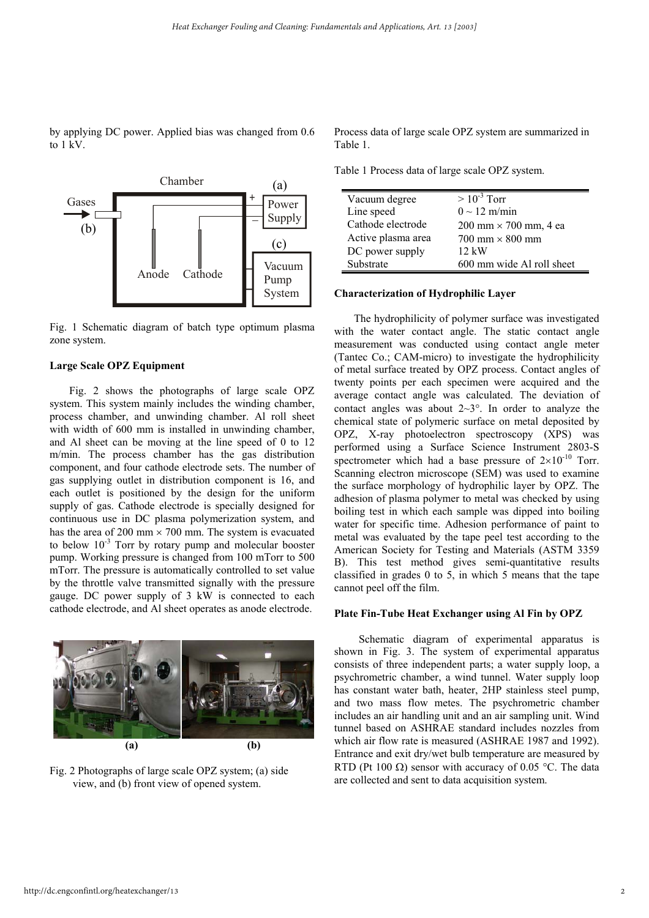by applying DC power. Applied bias was changed from 0.6 to 1 kV.

Fig. 1 Schematic diagram of batch type optimum plasma zone system.

### Large Scale OPZ Equipment

Fig. 2 shows the photographs of large scale OPZ system. This system mainly includes the winding chamber, process chamber, and unwinding chamber. Al roll sheet with width of 600 mm is installed in unwinding chamber, and Al sheet can be moving at the line speed of 0 to 12 m/min. The process chamber has the gas distribution component, and four cathode electrode sets. The number of gas supplying outlet in distribution component is 16, and each outlet is positioned by the design for the uniform supply of gas. Cathode electrode is specially designed for continuous use in DC plasma polymerization system, and has the area of 200 mm × 700 mm. The system is evacuated to below $10^{-3}$ Torr by rotary pump and molecular booster pump. Working pressure is changed from 100 mTorr to 500 mTorr. The pressure is automatically controlled to set value by the throttle valve transmitted signally with the pressure gauge. DC power supply of 3 kW is connected to each cathode electrode, and Al sheet operates as anode electrode.

Fig. 2 Photographs of large scale OPZ system; (a) side view, and (b) front view of opened system.

Process data of large scale OPZ system are summarized in Table 1.

Table 1 Process data of large scale OPZ system.

| | |
|---|---|
| Vacuum degree | $> 10^{-3}$ Torr |
| Line speed | 0 ~ 12 m/min |
| Cathode electrode | 200 mm × 700 mm, 4 ea |
| Active plasma area | 700 mm × 800 mm |
| DC power supply | 12 kW |
| Substrate | 600 mm wide Al roll sheet |

### Characterization of Hydrophilic Layer

The hydrophilicity of polymer surface was investigated with the water contact angle. The static contact angle measurement was conducted using contact angle meter (Tantec Co.; CAM-micro) to investigate the hydrophilicity of metal surface treated by OPZ process. Contact angles of twenty points per each specimen were acquired and the average contact angle was calculated. The deviation of contact angles was about 2~3°. In order to analyze the chemical state of polymeric surface on metal deposited by OPZ, X-ray photoelectron spectroscopy (XPS) was performed using a Surface Science Instrument 2803-S spectrometer which had a base pressure of $2\times10^{-10}$ Torr. Scanning electron microscope (SEM) was used to examine the surface morphology of hydrophilic layer by OPZ. The adhesion of plasma polymer to metal was checked by using boiling test in which each sample was dipped into boiling water for specific time. Adhesion performance of paint to metal was evaluated by the tape peel test according to the American Society for Testing and Materials (ASTM 3359 B). This test method gives semi-quantitative results classified in grades 0 to 5, in which 5 means that the tape cannot peel off the film.

### Plate Fin-Tube Heat Exchanger using Al Fin by OPZ

Schematic diagram of experimental apparatus is shown in Fig. 3. The system of experimental apparatus consists of three independent parts; a water supply loop, a psychrometric chamber, a wind tunnel. Water supply loop has constant water bath, heater, 2HP stainless steel pump, and two mass flow metes. The psychrometric chamber includes an air handling unit and an air sampling unit. Wind tunnel based on ASHRAE standard includes nozzles from which air flow rate is measured (ASHRAE 1987 and 1992). Entrance and exit dry/wet bulb temperature are measured by RTD (Pt 100 Ω) sensor with accuracy of 0.05 °C. The data are collected and sent to data acquisition system.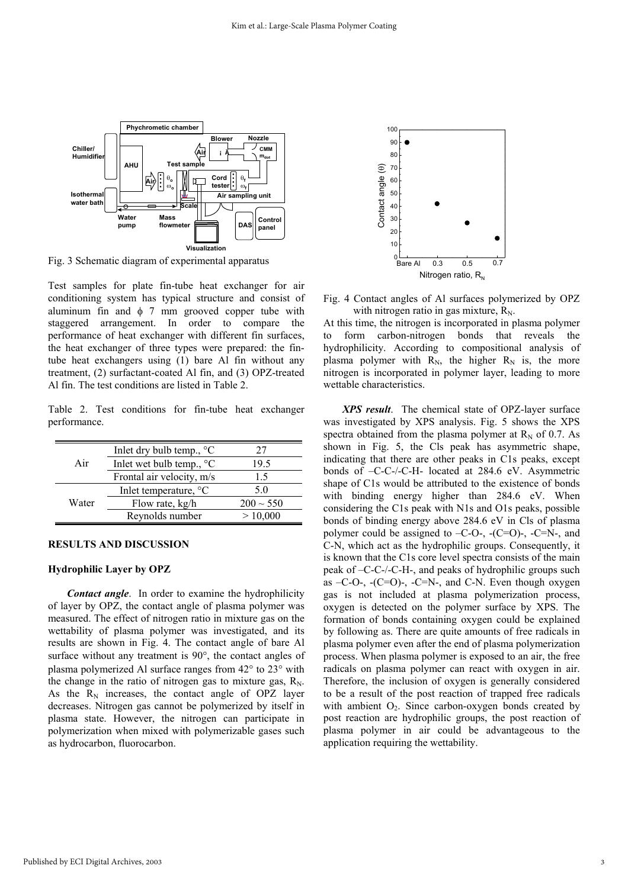Fig. 3 Schematic diagram of experimental apparatus

Test samples for plate fin-tube heat exchanger for air conditioning system has typical structure and consist of aluminum fin and ϕ 7 mm grooved copper tube with staggered arrangement. In order to compare the performance of heat exchanger with different fin surfaces, the heat exchanger of three types were prepared: the fin-tube heat exchangers using (1) bare Al fin without any treatment, (2) surfactant-coated Al fin, and (3) OPZ-treated Al fin. The test conditions are listed in Table 2.

Table 2. Test conditions for fin-tube heat exchanger performance.

| | | |
|---|---|---|
| Air | Inlet dry bulb temp., °C | 27 |
| | Inlet wet bulb temp., °C | 19.5 |
| | Frontal air velocity, m/s | 1.5 |
| Water | Inlet temperature, °C | 5.0 |
| | Flow rate, kg/h | 200 ~ 550 |
| | Reynolds number | > 10,000 |

## RESULTS AND DISCUSSION

### Hydrophilic Layer by OPZ

***Contact angle***. In order to examine the hydrophilicity of layer by OPZ, the contact angle of plasma polymer was measured. The effect of nitrogen ratio in mixture gas on the wettability of plasma polymer was investigated, and its results are shown in Fig. 4. The contact angle of bare Al surface without any treatment is 90°, the contact angles of plasma polymerized Al surface ranges from 42° to 23° with the change in the ratio of nitrogen gas to mixture gas, $R_N$. As the $R_N$ increases, the contact angle of OPZ layer decreases. Nitrogen gas cannot be polymerized by itself in plasma state. However, the nitrogen can participate in polymerization when mixed with polymerizable gases such as hydrocarbon, fluorocarbon.

Fig. 4 Contact angles of Al surfaces polymerized by OPZ with nitrogen ratio in gas mixture, $R_N$.

At this time, the nitrogen is incorporated in plasma polymer to form carbon-nitrogen bonds that reveals the hydrophilicity. According to compositional analysis of plasma polymer with $R_N$, the higher $R_N$ is, the more nitrogen is incorporated in polymer layer, leading to more wettable characteristics.

***XPS result***. The chemical state of OPZ-layer surface was investigated by XPS analysis. Fig. 5 shows the XPS spectra obtained from the plasma polymer at $R_N$ of 0.7. As shown in Fig. 5, the Cls peak has asymmetric shape, indicating that there are other peaks in C1s peaks, except bonds of –C-C-/-C-H- located at 284.6 eV. Asymmetric shape of C1s would be attributed to the existence of bonds with binding energy higher than 284.6 eV. When considering the C1s peak with N1s and O1s peaks, possible bonds of binding energy above 284.6 eV in Cls of plasma polymer could be assigned to –C-O-, -(C=O)-, -C=N-, and C-N, which act as the hydrophilic groups. Consequently, it is known that the C1s core level spectra consists of the main peak of –C-C-/-C-H-, and peaks of hydrophilic groups such as –C-O-, -(C=O)-, -C=N-, and C-N. Even though oxygen gas is not included at plasma polymerization process, oxygen is detected on the polymer surface by XPS. The formation of bonds containing oxygen could be explained by following as. There are quite amounts of free radicals in plasma polymer even after the end of plasma polymerization process. When plasma polymer is exposed to an air, the free radicals on plasma polymer can react with oxygen in air. Therefore, the inclusion of oxygen is generally considered to be a result of the post reaction of trapped free radicals with ambient $O_2$. Since carbon-oxygen bonds created by post reaction are hydrophilic groups, the post reaction of plasma polymer in air could be advantageous to the application requiring the wettability.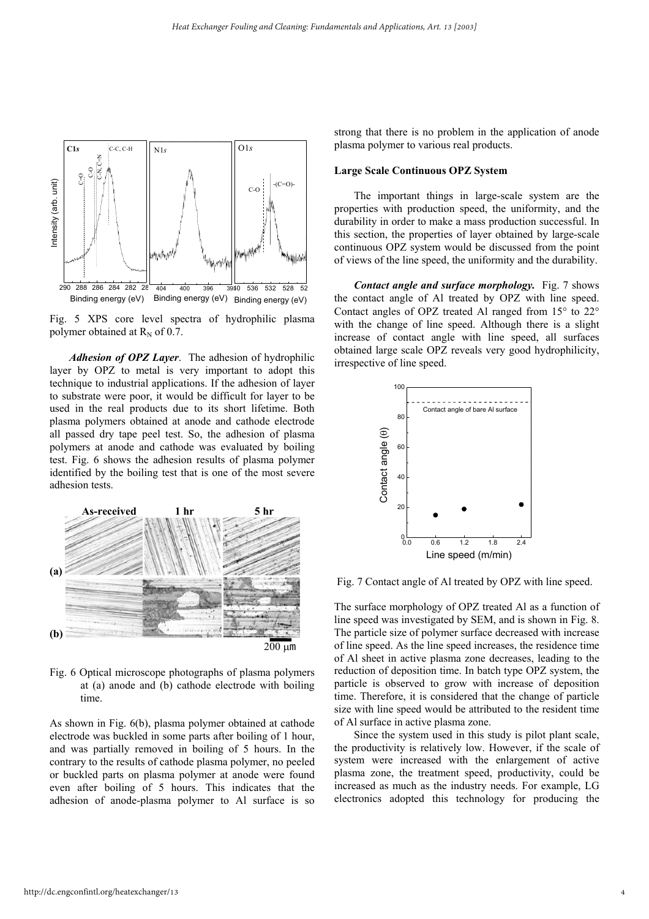Fig. 5 XPS core level spectra of hydrophilic plasma polymer obtained at $R_N$ of 0.7.

***Adhesion of OPZ Layer***. The adhesion of hydrophilic layer by OPZ to metal is very important to adopt this technique to industrial applications. If the adhesion of layer to substrate were poor, it would be difficult for layer to be used in the real products due to its short lifetime. Both plasma polymers obtained at anode and cathode electrode all passed dry tape peel test. So, the adhesion of plasma polymers at anode and cathode was evaluated by boiling test. Fig. 6 shows the adhesion results of plasma polymer identified by the boiling test that is one of the most severe adhesion tests.

Fig. 6 Optical microscope photographs of plasma polymers at (a) anode and (b) cathode electrode with boiling time.

As shown in Fig. 6(b), plasma polymer obtained at cathode electrode was buckled in some parts after boiling of 1 hour, and was partially removed in boiling of 5 hours. In the contrary to the results of cathode plasma polymer, no peeled or buckled parts on plasma polymer at anode were found even after boiling of 5 hours. This indicates that the adhesion of anode-plasma polymer to Al surface is so strong that there is no problem in the application of anode plasma polymer to various real products.

**Large Scale Continuous OPZ System**

The important things in large-scale system are the properties with production speed, the uniformity, and the durability in order to make a mass production successful. In this section, the properties of layer obtained by large-scale continuous OPZ system would be discussed from the point of views of the line speed, the uniformity and the durability.

***Contact angle and surface morphology.*** Fig. 7 shows the contact angle of Al treated by OPZ with line speed. Contact angles of OPZ treated Al ranged from 15° to 22° with the change of line speed. Although there is a slight increase of contact angle with line speed, all surfaces obtained large scale OPZ reveals very good hydrophilicity, irrespective of line speed.

Fig. 7 Contact angle of Al treated by OPZ with line speed.

The surface morphology of OPZ treated Al as a function of line speed was investigated by SEM, and is shown in Fig. 8. The particle size of polymer surface decreased with increase of line speed. As the line speed increases, the residence time of Al sheet in active plasma zone decreases, leading to the reduction of deposition time. In batch type OPZ system, the particle is observed to grow with increase of deposition time. Therefore, it is considered that the change of particle size with line speed would be attributed to the resident time of Al surface in active plasma zone.

Since the system used in this study is pilot plant scale, the productivity is relatively low. However, if the scale of system were increased with the enlargement of active plasma zone, the treatment speed, productivity, could be increased as much as the industry needs. For example, LG electronics adopted this technology for producing the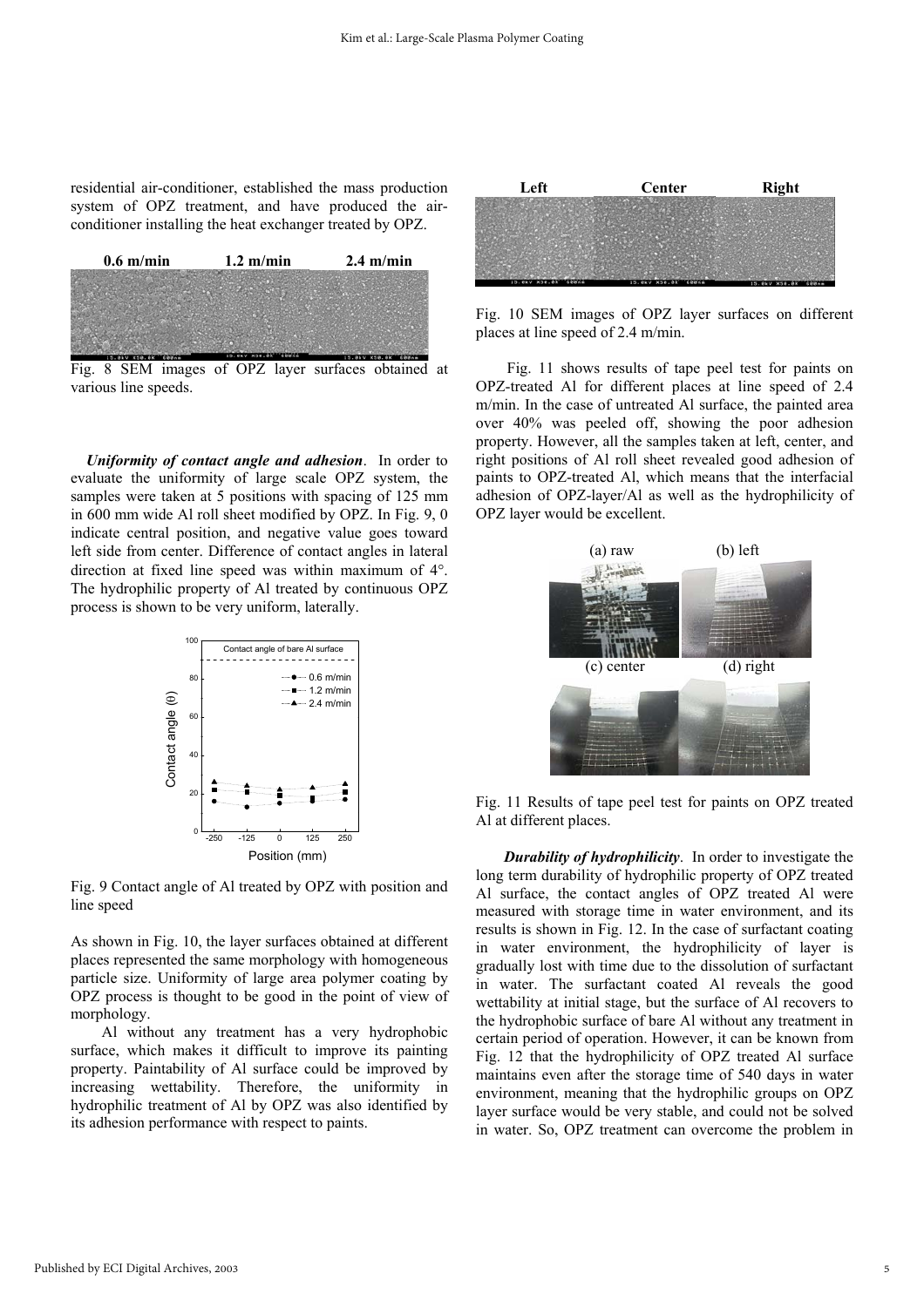residential air-conditioner, established the mass production system of OPZ treatment, and have produced the air-conditioner installing the heat exchanger treated by OPZ.

Fig. 8 SEM images of OPZ layer surfaces obtained at various line speeds.

***Uniformity of contact angle and adhesion***. In order to evaluate the uniformity of large scale OPZ system, the samples were taken at 5 positions with spacing of 125 mm in 600 mm wide Al roll sheet modified by OPZ. In Fig. 9, 0 indicate central position, and negative value goes toward left side from center. Difference of contact angles in lateral direction at fixed line speed was within maximum of 4°. The hydrophilic property of Al treated by continuous OPZ process is shown to be very uniform, laterally.

Fig. 9 Contact angle of Al treated by OPZ with position and line speed

As shown in Fig. 10, the layer surfaces obtained at different places represented the same morphology with homogeneous particle size. Uniformity of large area polymer coating by OPZ process is thought to be good in the point of view of morphology.

Al without any treatment has a very hydrophobic surface, which makes it difficult to improve its painting property. Paintability of Al surface could be improved by increasing wettability. Therefore, the uniformity in hydrophilic treatment of Al by OPZ was also identified by its adhesion performance with respect to paints.

Fig. 10 SEM images of OPZ layer surfaces on different places at line speed of 2.4 m/min.

Fig. 11 shows results of tape peel test for paints on OPZ-treated Al for different places at line speed of 2.4 m/min. In the case of untreated Al surface, the painted area over 40% was peeled off, showing the poor adhesion property. However, all the samples taken at left, center, and right positions of Al roll sheet revealed good adhesion of paints to OPZ-treated Al, which means that the interfacial adhesion of OPZ-layer/Al as well as the hydrophilicity of OPZ layer would be excellent.

Fig. 11 Results of tape peel test for paints on OPZ treated Al at different places.

***Durability of hydrophilicity***. In order to investigate the long term durability of hydrophilic property of OPZ treated Al surface, the contact angles of OPZ treated Al were measured with storage time in water environment, and its results is shown in Fig. 12. In the case of surfactant coating in water environment, the hydrophilicity of layer is gradually lost with time due to the dissolution of surfactant in water. The surfactant coated Al reveals the good wettability at initial stage, but the surface of Al recovers to the hydrophobic surface of bare Al without any treatment in certain period of operation. However, it can be known from Fig. 12 that the hydrophilicity of OPZ treated Al surface maintains even after the storage time of 540 days in water environment, meaning that the hydrophilic groups on OPZ layer surface would be very stable, and could not be solved in water. So, OPZ treatment can overcome the problem in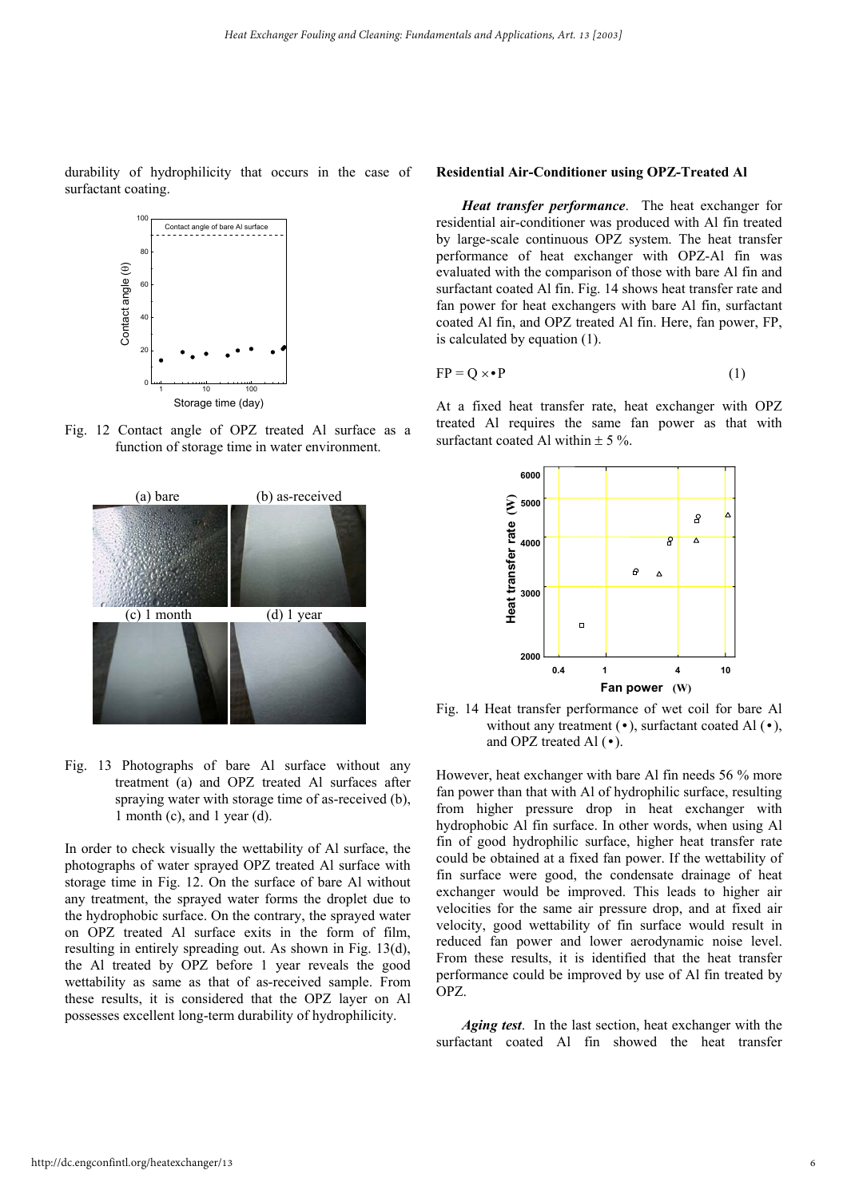durability of hydrophilicity that occurs in the case of surfactant coating.

Fig. 12 Contact angle of OPZ treated Al surface as a function of storage time in water environment.

Fig. 13 Photographs of bare Al surface without any treatment (a) and OPZ treated Al surfaces after spraying water with storage time of as-received (b), 1 month (c), and 1 year (d).

In order to check visually the wettability of Al surface, the photographs of water sprayed OPZ treated Al surface with storage time in Fig. 12. On the surface of bare Al without any treatment, the sprayed water forms the droplet due to the hydrophobic surface. On the contrary, the sprayed water on OPZ treated Al surface exits in the form of film, resulting in entirely spreading out. As shown in Fig. 13(d), the Al treated by OPZ before 1 year reveals the good wettability as same as that of as-received sample. From these results, it is considered that the OPZ layer on Al possesses excellent long-term durability of hydrophilicity.

## Residential Air-Conditioner using OPZ-Treated Al

***Heat transfer performance***. The heat exchanger for residential air-conditioner was produced with Al fin treated by large-scale continuous OPZ system. The heat transfer performance of heat exchanger with OPZ-Al fin was evaluated with the comparison of those with bare Al fin and surfactant coated Al fin. Fig. 14 shows heat transfer rate and fan power for heat exchangers with bare Al fin, surfactant coated Al fin, and OPZ treated Al fin. Here, fan power, FP, is calculated by equation (1).

$$FP = Q \times \bullet P \quad (1)$$

At a fixed heat transfer rate, heat exchanger with OPZ treated Al requires the same fan power as that with surfactant coated Al within ± 5 %.

Fig. 14 Heat transfer performance of wet coil for bare Al without any treatment (•), surfactant coated Al (•), and OPZ treated Al (•).

However, heat exchanger with bare Al fin needs 56 % more fan power than that with Al of hydrophilic surface, resulting from higher pressure drop in heat exchanger with hydrophobic Al fin surface. In other words, when using Al fin of good hydrophilic surface, higher heat transfer rate could be obtained at a fixed fan power. If the wettability of fin surface were good, the condensate drainage of heat exchanger would be improved. This leads to higher air velocities for the same air pressure drop, and at fixed air velocity, good wettability of fin surface would result in reduced fan power and lower aerodynamic noise level. From these results, it is identified that the heat transfer performance could be improved by use of Al fin treated by OPZ.

***Aging test***. In the last section, heat exchanger with the surfactant coated Al fin showed the heat transfer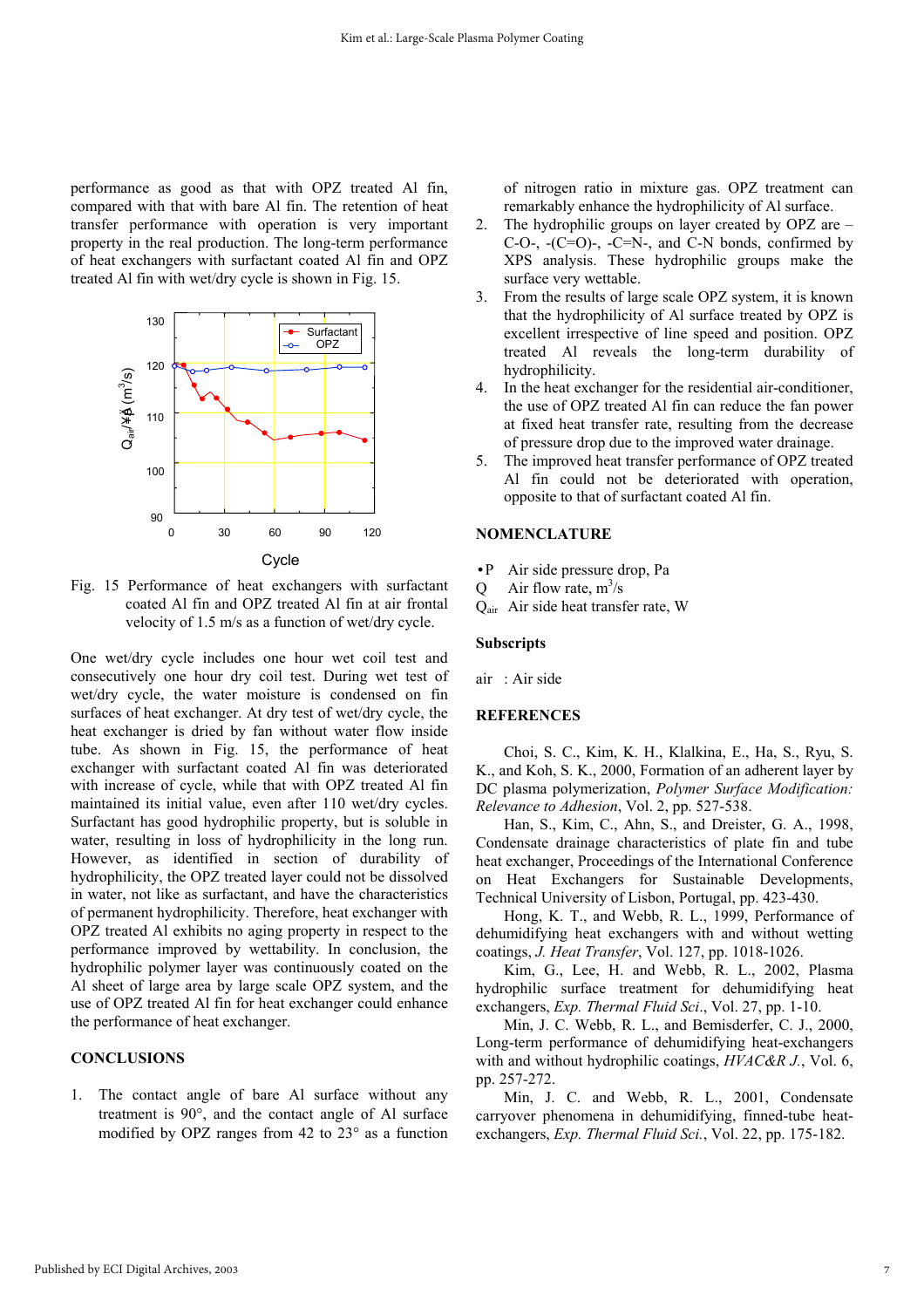performance as good as that with OPZ treated Al fin, compared with that with bare Al fin. The retention of heat transfer performance with operation is very important property in the real production. The long-term performance of heat exchangers with surfactant coated Al fin and OPZ treated Al fin with wet/dry cycle is shown in Fig. 15.

Fig. 15 Performance of heat exchangers with surfactant coated Al fin and OPZ treated Al fin at air frontal velocity of 1.5 m/s as a function of wet/dry cycle.

One wet/dry cycle includes one hour wet coil test and consecutively one hour dry coil test. During wet test of wet/dry cycle, the water moisture is condensed on fin surfaces of heat exchanger. At dry test of wet/dry cycle, the heat exchanger is dried by fan without water flow inside tube. As shown in Fig. 15, the performance of heat exchanger with surfactant coated Al fin was deteriorated with increase of cycle, while that with OPZ treated Al fin maintained its initial value, even after 110 wet/dry cycles. Surfactant has good hydrophilic property, but is soluble in water, resulting in loss of hydrophilicity in the long run. However, as identified in section of durability of hydrophilicity, the OPZ treated layer could not be dissolved in water, not like as surfactant, and have the characteristics of permanent hydrophilicity. Therefore, heat exchanger with OPZ treated Al exhibits no aging property in respect to the performance improved by wettability. In conclusion, the hydrophilic polymer layer was continuously coated on the Al sheet of large area by large scale OPZ system, and the use of OPZ treated Al fin for heat exchanger could enhance the performance of heat exchanger.

## CONCLUSIONS

1. The contact angle of bare Al surface without any treatment is 90°, and the contact angle of Al surface modified by OPZ ranges from 42 to 23° as a function of nitrogen ratio in mixture gas. OPZ treatment can remarkably enhance the hydrophilicity of Al surface.
2. The hydrophilic groups on layer created by OPZ are –C-O-, -(C=O)-, -C=N-, and C-N bonds, confirmed by XPS analysis. These hydrophilic groups make the surface very wettable.
3. From the results of large scale OPZ system, it is known that the hydrophilicity of Al surface treated by OPZ is excellent irrespective of line speed and position. OPZ treated Al reveals the long-term durability of hydrophilicity.
4. In the heat exchanger for the residential air-conditioner, the use of OPZ treated Al fin can reduce the fan power at fixed heat transfer rate, resulting from the decrease of pressure drop due to the improved water drainage.
5. The improved heat transfer performance of OPZ treated Al fin could not be deteriorated with operation, opposite to that of surfactant coated Al fin.

## NOMENCLATURE

$\Delta P$ Air side pressure drop, Pa

$Q$ Air flow rate, $m^3/s$

$Q_{air}$ Air side heat transfer rate, W

### Subscripts

air : Air side

## REFERENCES

Choi, S. C., Kim, K. H., Klalkina, E., Ha, S., Ryu, S. K., and Koh, S. K., 2000, Formation of an adherent layer by DC plasma polymerization, *Polymer Surface Modification: Relevance to Adhesion*, Vol. 2, pp. 527-538.

Han, S., Kim, C., Ahn, S., and Dreister, G. A., 1998, Condensate drainage characteristics of plate fin and tube heat exchanger, Proceedings of the International Conference on Heat Exchangers for Sustainable Developments, Technical University of Lisbon, Portugal, pp. 423-430.

Hong, K. T., and Webb, R. L., 1999, Performance of dehumidifying heat exchangers with and without wetting coatings, *J. Heat Transfer*, Vol. 127, pp. 1018-1026.

Kim, G., Lee, H. and Webb, R. L., 2002, Plasma hydrophilic surface treatment for dehumidifying heat exchangers, *Exp. Thermal Fluid Sci.*, Vol. 27, pp. 1-10.

Min, J. C. Webb, R. L., and Bemisderfer, C. J., 2000, Long-term performance of dehumidifying heat-exchangers with and without hydrophilic coatings, *HVAC&R J.*, Vol. 6, pp. 257-272.

Min, J. C. and Webb, R. L., 2001, Condensate carryover phenomena in dehumidifying, finned-tube heat-exchangers, *Exp. Thermal Fluid Sci.*, Vol. 22, pp. 175-182.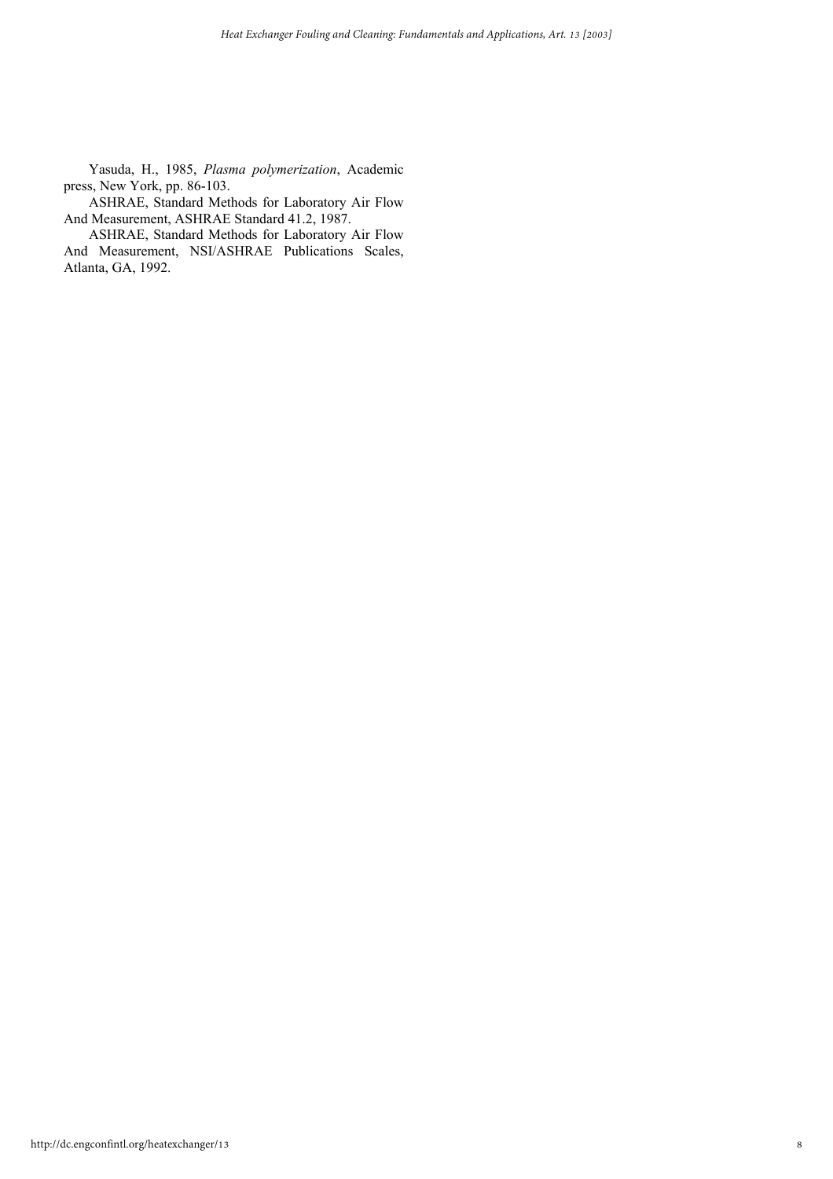Yasuda, H., 1985, *Plasma polymerization*, Academic press, New York, pp. 86-103.

ASHRAE, Standard Methods for Laboratory Air Flow And Measurement, ASHRAE Standard 41.2, 1987.

ASHRAE, Standard Methods for Laboratory Air Flow And Measurement, NSI/ASHRAE Publications Scales, Atlanta, GA, 1992.